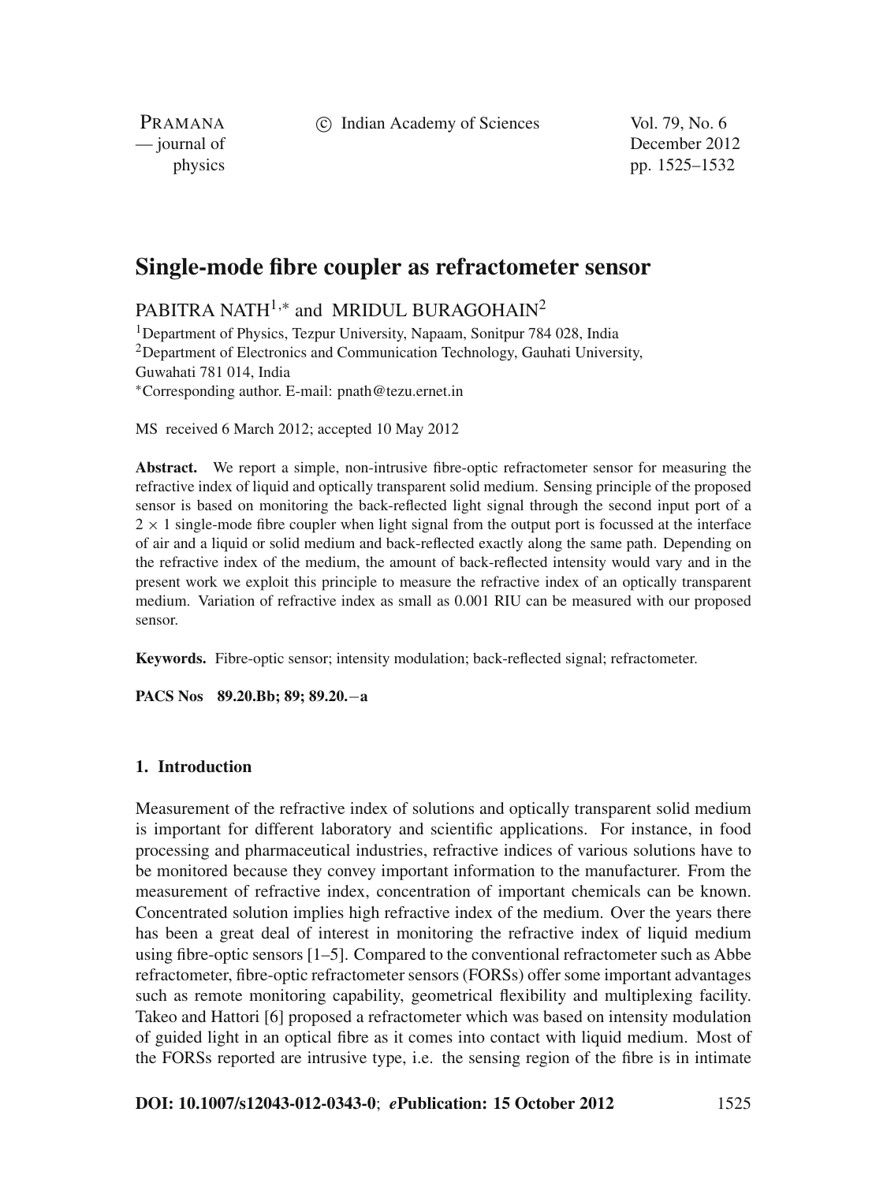# Single-mode fibre coupler as refractometer sensor

PABITRA NATH[1,*] and MRIDUL BURAGOHAIN[2]

[1]Department of Physics, Tezpur University, Napaam, Sonitpur 784 028, India
[2]Department of Electronics and Communication Technology, Gauhati University, Guwahati 781 014, India
[*]Corresponding author. E-mail: pnath@tezu.ernet.in

MS received 6 March 2012; accepted 10 May 2012

**Abstract.** We report a simple, non-intrusive fibre-optic refractometer sensor for measuring the refractive index of liquid and optically transparent solid medium. Sensing principle of the proposed sensor is based on monitoring the back-reflected light signal through the second input port of a $2 \times 1$ single-mode fibre coupler when light signal from the output port is focussed at the interface of air and a liquid or solid medium and back-reflected exactly along the same path. Depending on the refractive index of the medium, the amount of back-reflected intensity would vary and in the present work we exploit this principle to measure the refractive index of an optically transparent medium. Variation of refractive index as small as 0.001 RIU can be measured with our proposed sensor.

**Keywords.** Fibre-optic sensor; intensity modulation; back-reflected signal; refractometer.

**PACS Nos** **89.20.Bb; 89; 89.20.−a**

## 1. Introduction

Measurement of the refractive index of solutions and optically transparent solid medium is important for different laboratory and scientific applications. For instance, in food processing and pharmaceutical industries, refractive indices of various solutions have to be monitored because they convey important information to the manufacturer. From the measurement of refractive index, concentration of important chemicals can be known. Concentrated solution implies high refractive index of the medium. Over the years there has been a great deal of interest in monitoring the refractive index of liquid medium using fibre-optic sensors [1–5]. Compared to the conventional refractometer such as Abbe refractometer, fibre-optic refractometer sensors (FORSs) offer some important advantages such as remote monitoring capability, geometrical flexibility and multiplexing facility. Takeo and Hattori [6] proposed a refractometer which was based on intensity modulation of guided light in an optical fibre as it comes into contact with liquid medium. Most of the FORSs reported are intrusive type, i.e. the sensing region of the fibre is in intimate

**DOI: 10.1007/s12043-012-0343-0**; ***e*Publication: 15 October 2012**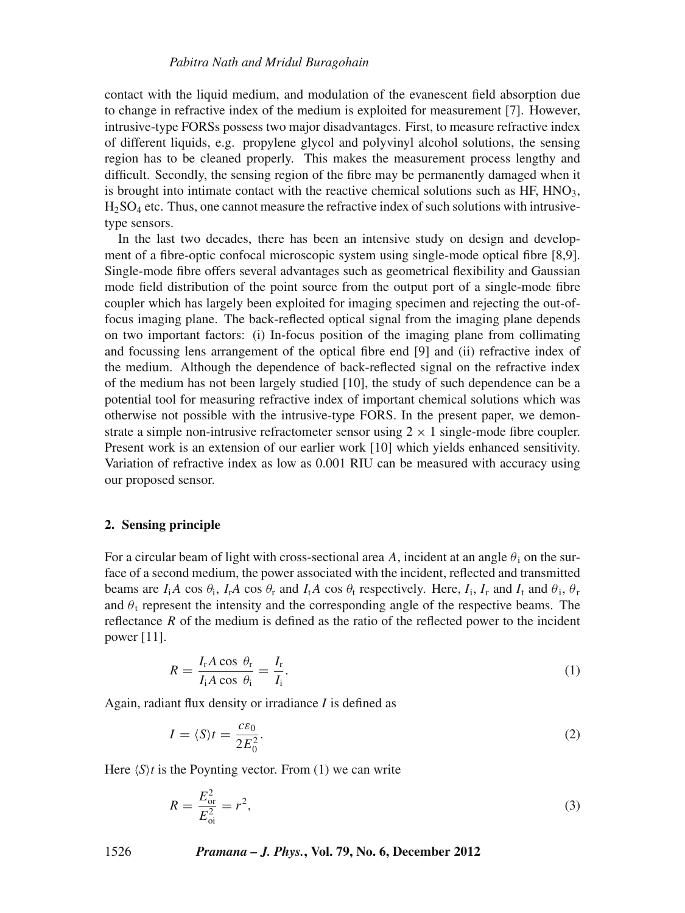contact with the liquid medium, and modulation of the evanescent field absorption due to change in refractive index of the medium is exploited for measurement [7]. However, intrusive-type FORSs possess two major disadvantages. First, to measure refractive index of different liquids, e.g. propylene glycol and polyvinyl alcohol solutions, the sensing region has to be cleaned properly. This makes the measurement process lengthy and difficult. Secondly, the sensing region of the fibre may be permanently damaged when it is brought into intimate contact with the reactive chemical solutions such as HF, $HNO_3$, $H_2SO_4$ etc. Thus, one cannot measure the refractive index of such solutions with intrusive-type sensors.

In the last two decades, there has been an intensive study on design and development of a fibre-optic confocal microscopic system using single-mode optical fibre [8,9]. Single-mode fibre offers several advantages such as geometrical flexibility and Gaussian mode field distribution of the point source from the output port of a single-mode fibre coupler which has largely been exploited for imaging specimen and rejecting the out-of-focus imaging plane. The back-reflected optical signal from the imaging plane depends on two important factors: (i) In-focus position of the imaging plane from collimating and focussing lens arrangement of the optical fibre end [9] and (ii) refractive index of the medium. Although the dependence of back-reflected signal on the refractive index of the medium has not been largely studied [10], the study of such dependence can be a potential tool for measuring refractive index of important chemical solutions which was otherwise not possible with the intrusive-type FORS. In the present paper, we demonstrate a simple non-intrusive refractometer sensor using $2 \times 1$ single-mode fibre coupler. Present work is an extension of our earlier work [10] which yields enhanced sensitivity. Variation of refractive index as low as 0.001 RIU can be measured with accuracy using our proposed sensor.

## 2. Sensing principle

For a circular beam of light with cross-sectional area $A$, incident at an angle $\theta_i$ on the surface of a second medium, the power associated with the incident, reflected and transmitted beams are $I_i A \cos \theta_i$, $I_r A \cos \theta_r$ and $I_t A \cos \theta_t$ respectively. Here, $I_i$, $I_r$ and $I_t$ and $\theta_i$, $\theta_r$ and $\theta_t$ represent the intensity and the corresponding angle of the respective beams. The reflectance $R$ of the medium is defined as the ratio of the reflected power to the incident power [11].

$$R = \frac{I_r A \cos \theta_r}{I_i A \cos \theta_i} = \frac{I_r}{I_i}. \tag{1}$$

Again, radiant flux density or irradiance $I$ is defined as

$$I = \langle S \rangle t = \frac{c\varepsilon_0}{2E_0^2}. \tag{2}$$

Here $\langle S \rangle t$ is the Poynting vector. From (1) we can write

$$R = \frac{E_{or}^2}{E_{oi}^2} = r^2, \tag{3}$$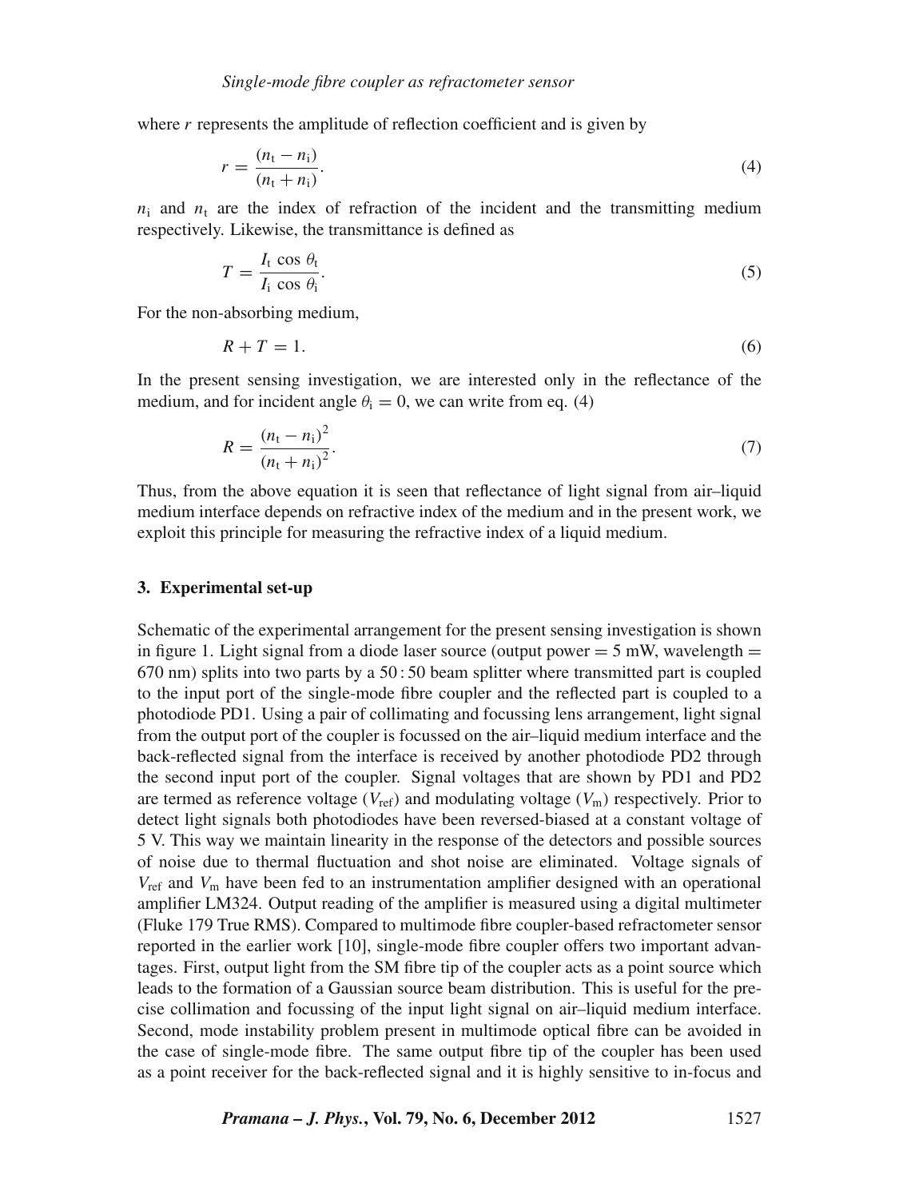where $r$ represents the amplitude of reflection coefficient and is given by

$$r = \frac{(n_t - n_i)}{(n_t + n_i)}. \tag{4}$$

$n_i$ and $n_t$ are the index of refraction of the incident and the transmitting medium respectively. Likewise, the transmittance is defined as

$$T = \frac{I_t \cos \theta_t}{I_i \cos \theta_i}. \tag{5}$$

For the non-absorbing medium,

$$R + T = 1. \tag{6}$$

In the present sensing investigation, we are interested only in the reflectance of the medium, and for incident angle $\theta_i = 0$, we can write from eq. (4)

$$R = \frac{(n_t - n_i)^2}{(n_t + n_i)^2}. \tag{7}$$

Thus, from the above equation it is seen that reflectance of light signal from air–liquid medium interface depends on refractive index of the medium and in the present work, we exploit this principle for measuring the refractive index of a liquid medium.

### 3. Experimental set-up

Schematic of the experimental arrangement for the present sensing investigation is shown in figure 1. Light signal from a diode laser source (output power = 5 mW, wavelength = 670 nm) splits into two parts by a 50 : 50 beam splitter where transmitted part is coupled to the input port of the single-mode fibre coupler and the reflected part is coupled to a photodiode PD1. Using a pair of collimating and focussing lens arrangement, light signal from the output port of the coupler is focussed on the air–liquid medium interface and the back-reflected signal from the interface is received by another photodiode PD2 through the second input port of the coupler. Signal voltages that are shown by PD1 and PD2 are termed as reference voltage ($V_{ref}$) and modulating voltage ($V_m$) respectively. Prior to detect light signals both photodiodes have been reversed-biased at a constant voltage of 5 V. This way we maintain linearity in the response of the detectors and possible sources of noise due to thermal fluctuation and shot noise are eliminated. Voltage signals of $V_{ref}$ and $V_m$ have been fed to an instrumentation amplifier designed with an operational amplifier LM324. Output reading of the amplifier is measured using a digital multimeter (Fluke 179 True RMS). Compared to multimode fibre coupler-based refractometer sensor reported in the earlier work [10], single-mode fibre coupler offers two important advantages. First, output light from the SM fibre tip of the coupler acts as a point source which leads to the formation of a Gaussian source beam distribution. This is useful for the precise collimation and focussing of the input light signal on air–liquid medium interface. Second, mode instability problem present in multimode optical fibre can be avoided in the case of single-mode fibre. The same output fibre tip of the coupler has been used as a point receiver for the back-reflected signal and it is highly sensitive to in-focus and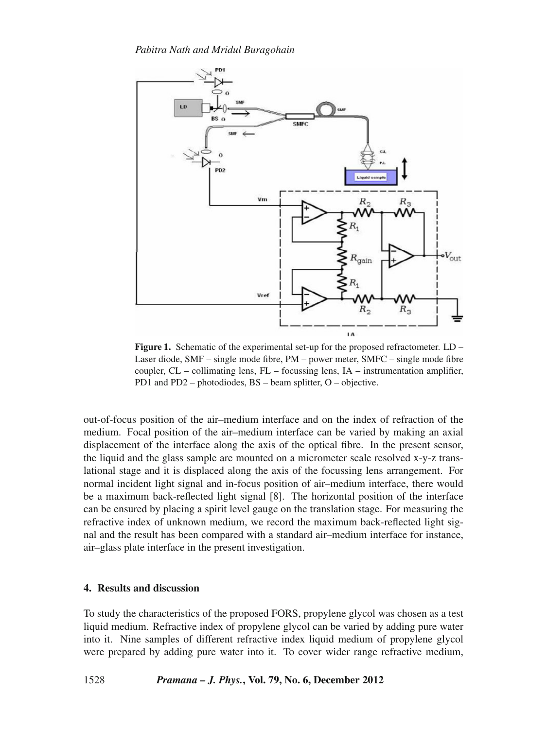**Figure 1.** Schematic of the experimental set-up for the proposed refractometer. LD – Laser diode, SMF – single mode fibre, PM – power meter, SMFC – single mode fibre coupler, CL – collimating lens, FL – focussing lens, IA – instrumentation amplifier, PD1 and PD2 – photodiodes, BS – beam splitter, O – objective.

out-of-focus position of the air–medium interface and on the index of refraction of the medium. Focal position of the air–medium interface can be varied by making an axial displacement of the interface along the axis of the optical fibre. In the present sensor, the liquid and the glass sample are mounted on a micrometer scale resolved x-y-z translational stage and it is displaced along the axis of the focussing lens arrangement. For normal incident light signal and in-focus position of air–medium interface, there would be a maximum back-reflected light signal [8]. The horizontal position of the interface can be ensured by placing a spirit level gauge on the translation stage. For measuring the refractive index of unknown medium, we record the maximum back-reflected light signal and the result has been compared with a standard air–medium interface for instance, air–glass plate interface in the present investigation.

## 4. Results and discussion

To study the characteristics of the proposed FORS, propylene glycol was chosen as a test liquid medium. Refractive index of propylene glycol can be varied by adding pure water into it. Nine samples of different refractive index liquid medium of propylene glycol were prepared by adding pure water into it. To cover wider range refractive medium,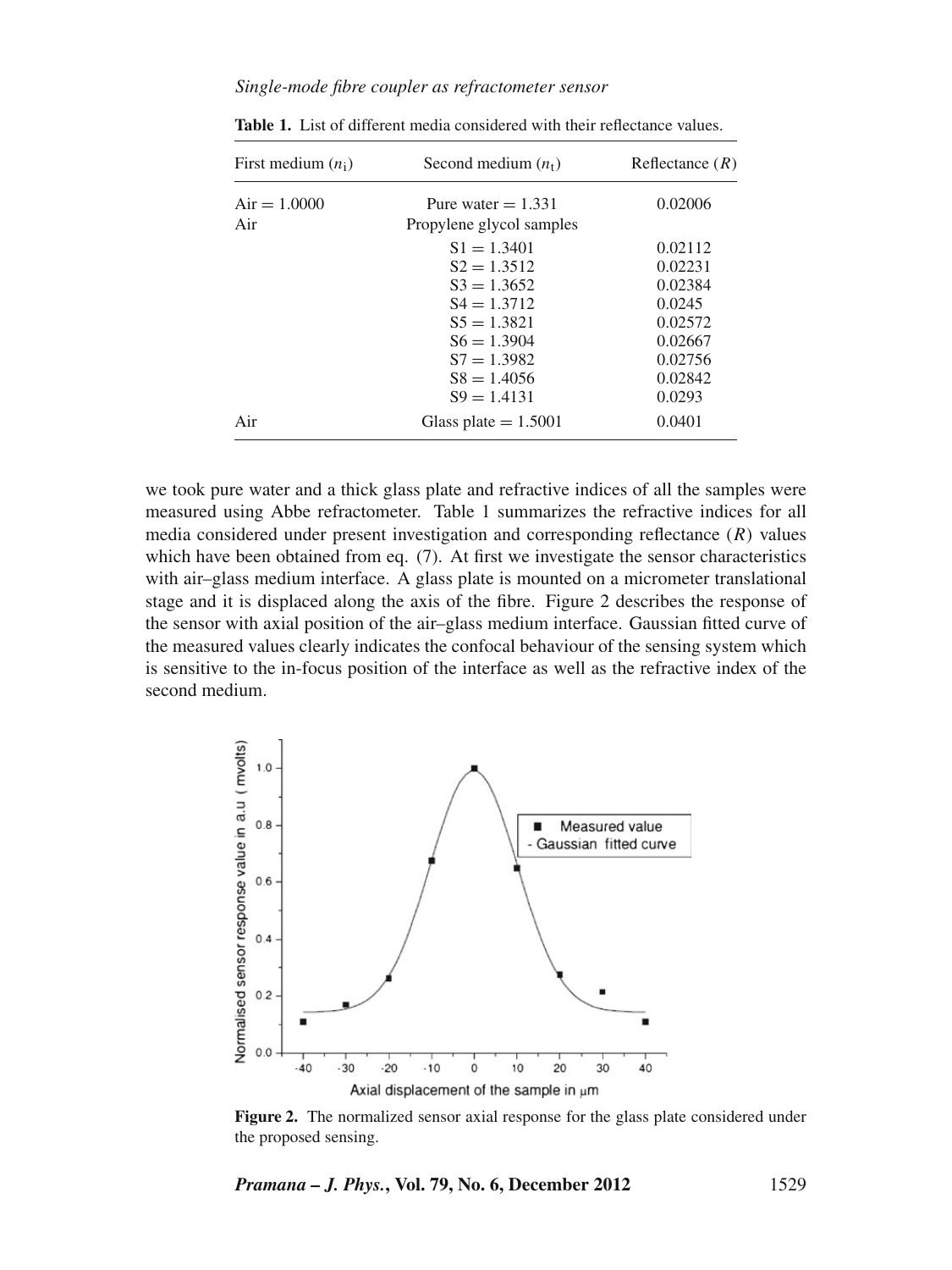**Table 1.** List of different media considered with their reflectance values.

| First medium ($n_i$) | Second medium ($n_t$) | Reflectance ($R$) |
|---|---|---|
| Air = 1.0000 | Pure water = 1.331 | 0.02006 |
| Air | Propylene glycol samples | |
| | S1 = 1.3401 | 0.02112 |
| | S2 = 1.3512 | 0.02231 |
| | S3 = 1.3652 | 0.02384 |
| | S4 = 1.3712 | 0.0245 |
| | S5 = 1.3821 | 0.02572 |
| | S6 = 1.3904 | 0.02667 |
| | S7 = 1.3982 | 0.02756 |
| | S8 = 1.4056 | 0.02842 |
| | S9 = 1.4131 | 0.0293 |
| Air | Glass plate = 1.5001 | 0.0401 |

we took pure water and a thick glass plate and refractive indices of all the samples were measured using Abbe refractometer. Table 1 summarizes the refractive indices for all media considered under present investigation and corresponding reflectance ($R$) values which have been obtained from eq. (7). At first we investigate the sensor characteristics with air–glass medium interface. A glass plate is mounted on a micrometer translational stage and it is displaced along the axis of the fibre. Figure 2 describes the response of the sensor with axial position of the air–glass medium interface. Gaussian fitted curve of the measured values clearly indicates the confocal behaviour of the sensing system which is sensitive to the in-focus position of the interface as well as the refractive index of the second medium.

**Figure 2.** The normalized sensor axial response for the glass plate considered under the proposed sensing.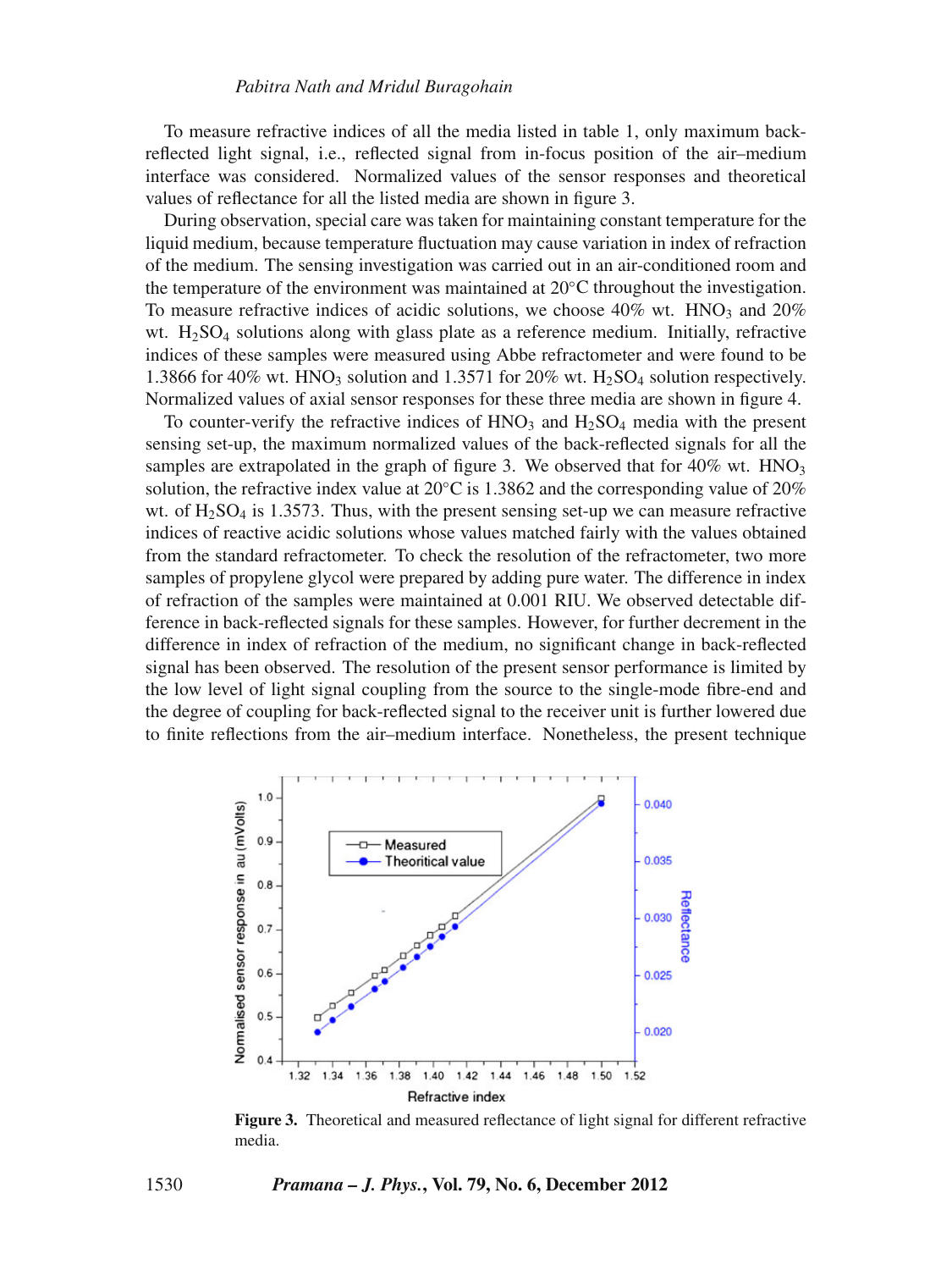To measure refractive indices of all the media listed in table 1, only maximum back-reflected light signal, i.e., reflected signal from in-focus position of the air–medium interface was considered. Normalized values of the sensor responses and theoretical values of reflectance for all the listed media are shown in figure 3.

During observation, special care was taken for maintaining constant temperature for the liquid medium, because temperature fluctuation may cause variation in index of refraction of the medium. The sensing investigation was carried out in an air-conditioned room and the temperature of the environment was maintained at 20°C throughout the investigation. To measure refractive indices of acidic solutions, we choose 40% wt. $HNO_3$ and 20% wt. $H_2SO_4$ solutions along with glass plate as a reference medium. Initially, refractive indices of these samples were measured using Abbe refractometer and were found to be 1.3866 for 40% wt. $HNO_3$ solution and 1.3571 for 20% wt. $H_2SO_4$ solution respectively. Normalized values of axial sensor responses for these three media are shown in figure 4.

To counter-verify the refractive indices of $HNO_3$ and $H_2SO_4$ media with the present sensing set-up, the maximum normalized values of the back-reflected signals for all the samples are extrapolated in the graph of figure 3. We observed that for 40% wt. $HNO_3$ solution, the refractive index value at 20°C is 1.3862 and the corresponding value of 20% wt. of $H_2SO_4$ is 1.3573. Thus, with the present sensing set-up we can measure refractive indices of reactive acidic solutions whose values matched fairly with the values obtained from the standard refractometer. To check the resolution of the refractometer, two more samples of propylene glycol were prepared by adding pure water. The difference in index of refraction of the samples were maintained at 0.001 RIU. We observed detectable difference in back-reflected signals for these samples. However, for further decrement in the difference in index of refraction of the medium, no significant change in back-reflected signal has been observed. The resolution of the present sensor performance is limited by the low level of light signal coupling from the source to the single-mode fibre-end and the degree of coupling for back-reflected signal to the receiver unit is further lowered due to finite reflections from the air–medium interface. Nonetheless, the present technique

**Figure 3.** Theoretical and measured reflectance of light signal for different refractive media.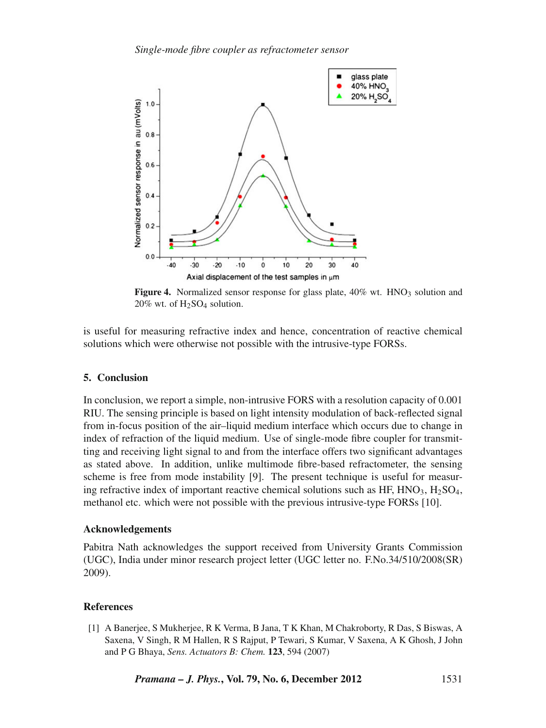**Figure 4.** Normalized sensor response for glass plate, 40% wt. $HNO_3$ solution and 20% wt. of $H_2SO_4$ solution.

is useful for measuring refractive index and hence, concentration of reactive chemical solutions which were otherwise not possible with the intrusive-type FORSs.

## 5. Conclusion

In conclusion, we report a simple, non-intrusive FORS with a resolution capacity of 0.001 RIU. The sensing principle is based on light intensity modulation of back-reflected signal from in-focus position of the air–liquid medium interface which occurs due to change in index of refraction of the liquid medium. Use of single-mode fibre coupler for transmitting and receiving light signal to and from the interface offers two significant advantages as stated above. In addition, unlike multimode fibre-based refractometer, the sensing scheme is free from mode instability [9]. The present technique is useful for measuring refractive index of important reactive chemical solutions such as HF, $HNO_3$, $H_2SO_4$, methanol etc. which were not possible with the previous intrusive-type FORSs [10].

### Acknowledgements

Pabitra Nath acknowledges the support received from University Grants Commission (UGC), India under minor research project letter (UGC letter no. F.No.34/510/2008(SR) 2009).

### References

[1] A Banerjee, S Mukherjee, R K Verma, B Jana, T K Khan, M Chakroborty, R Das, S Biswas, A Saxena, V Singh, R M Hallen, R S Rajput, P Tewari, S Kumar, V Saxena, A K Ghosh, J John and P G Bhaya, *Sens. Actuators B: Chem.* **123**, 594 (2007)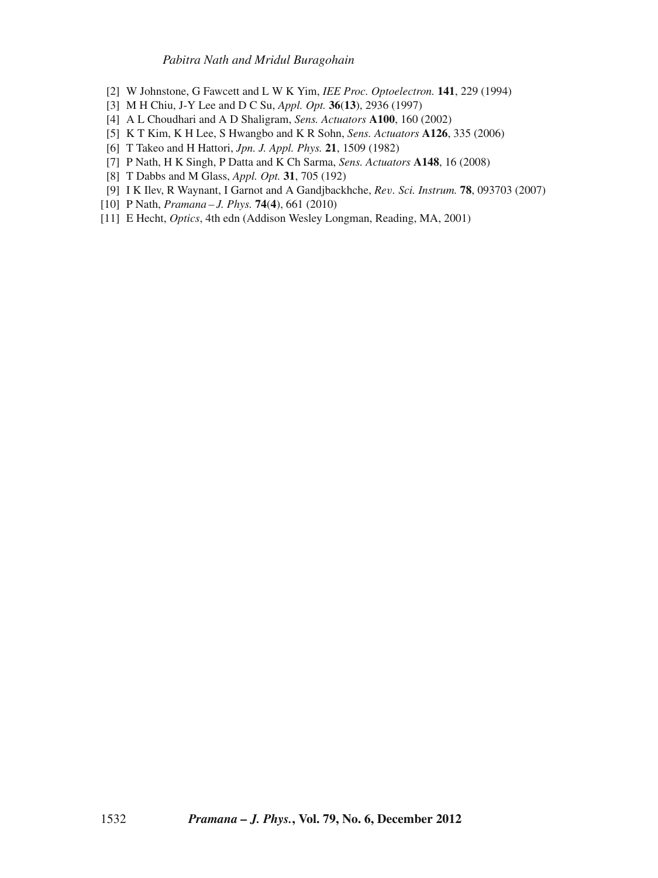[2] W Johnstone, G Fawcett and L W K Yim, *IEE Proc. Optoelectron.* **141**, 229 (1994)

[3] M H Chiu, J-Y Lee and D C Su, *Appl. Opt.* **36**(**13**), 2936 (1997)

[4] A L Choudhari and A D Shaligram, *Sens. Actuators* **A100**, 160 (2002)

[5] K T Kim, K H Lee, S Hwangbo and K R Sohn, *Sens. Actuators* **A126**, 335 (2006)

[6] T Takeo and H Hattori, *Jpn. J. Appl. Phys.* **21**, 1509 (1982)

[7] P Nath, H K Singh, P Datta and K Ch Sarma, *Sens. Actuators* **A148**, 16 (2008)

[8] T Dabbs and M Glass, *Appl. Opt.* **31**, 705 (192)

[9] I K Ilev, R Waynant, I Garnot and A Gandjbackhche, *Rev. Sci. Instrum.* **78**, 093703 (2007)

[10] P Nath, *Pramana – J. Phys.* **74**(**4**), 661 (2010)

[11] E Hecht, *Optics*, 4th edn (Addison Wesley Longman, Reading, MA, 2001)